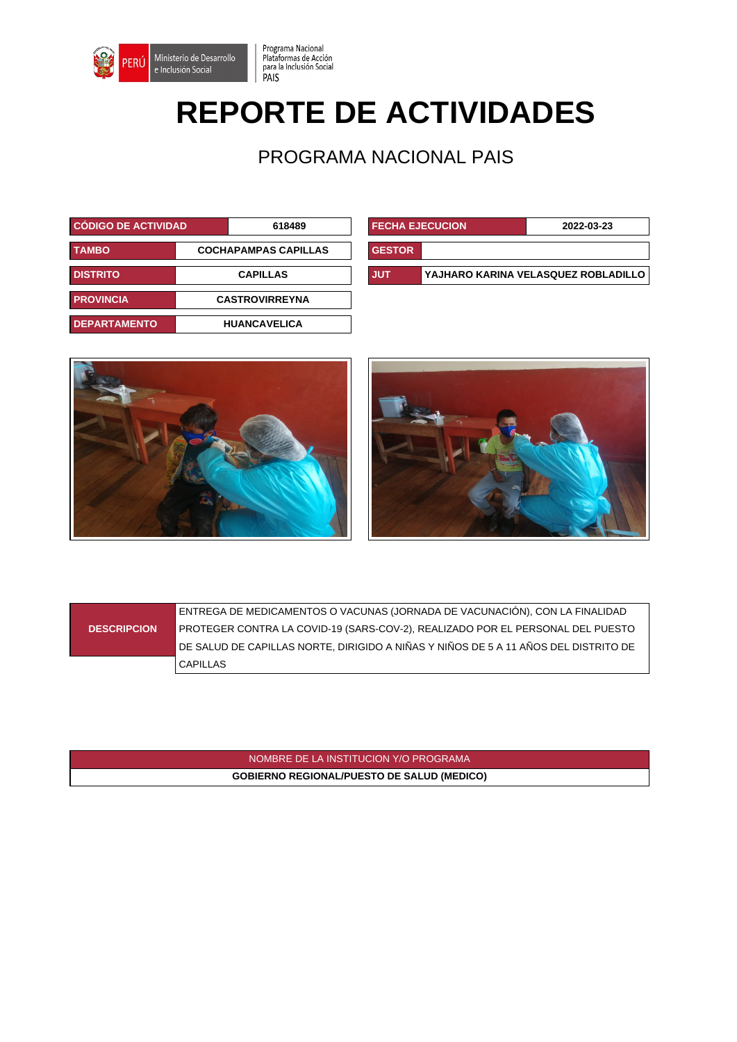Programa Nacional Plataformas de Acción para la Inclusión Social PAIS

# REPORTE DE ACTIVIDADES

## PROGRAMA NACIONAL PAIS

| CÓDIGO DE ACTIVIDAD | 618489 |
|---|---|
| TAMBO | COCHAPAMPAS CAPILLAS |
| DISTRITO | CAPILLAS |
| PROVINCIA | CASTROVIRREYNA |
| DEPARTAMENTO | HUANCAVELICA |

| FECHA EJECUCION | 2022-03-23 |
|---|---|
| GESTOR | |
| JUT | YAJHARO KARINA VELASQUEZ ROBLADILLO |

| DESCRIPCION | ENTREGA DE MEDICAMENTOS O VACUNAS (JORNADA DE VACUNACIÓN), CON LA FINALIDAD PROTEGER CONTRA LA COVID-19 (SARS-COV-2), REALIZADO POR EL PERSONAL DEL PUESTO DE SALUD DE CAPILLAS NORTE, DIRIGIDO A NIÑAS Y NIÑOS DE 5 A 11 AÑOS DEL DISTRITO DE CAPILLAS |
|---|---|

| NOMBRE DE LA INSTITUCION Y/O PROGRAMA |
|---|
| GOBIERNO REGIONAL/PUESTO DE SALUD (MEDICO) |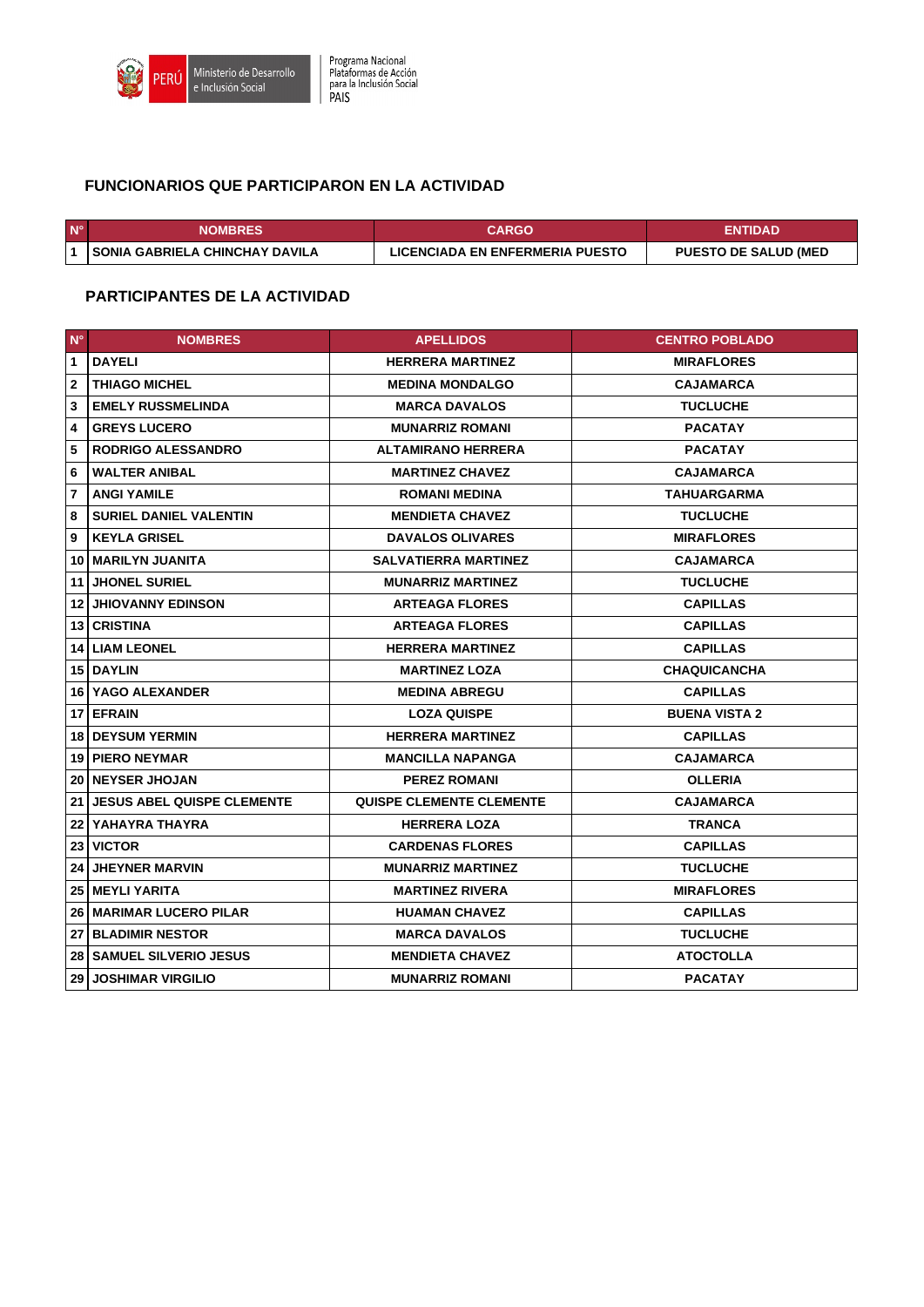Programa Nacional Plataformas de Acción para la Inclusión Social PAIS

## FUNCIONARIOS QUE PARTICIPARON EN LA ACTIVIDAD

| N° | NOMBRES | CARGO | ENTIDAD |
|---|---|---|---|
| 1 | SONIA GABRIELA CHINCHAY DAVILA | LICENCIADA EN ENFERMERIA PUESTO | PUESTO DE SALUD (MED |

## PARTICIPANTES DE LA ACTIVIDAD

| N° | NOMBRES | APELLIDOS | CENTRO POBLADO |
|---|---|---|---|
| 1 | DAYELI | HERRERA MARTINEZ | MIRAFLORES |
| 2 | THIAGO MICHEL | MEDINA MONDALGO | CAJAMARCA |
| 3 | EMELY RUSSMELINDA | MARCA DAVALOS | TUCLUCHE |
| 4 | GREYS LUCERO | MUNARRIZ ROMANI | PACATAY |
| 5 | RODRIGO ALESSANDRO | ALTAMIRANO HERRERA | PACATAY |
| 6 | WALTER ANIBAL | MARTINEZ CHAVEZ | CAJAMARCA |
| 7 | ANGI YAMILE | ROMANI MEDINA | TAHUARGARMA |
| 8 | SURIEL DANIEL VALENTIN | MENDIETA CHAVEZ | TUCLUCHE |
| 9 | KEYLA GRISEL | DAVALOS OLIVARES | MIRAFLORES |
| 10 | MARILYN JUANITA | SALVATIERRA MARTINEZ | CAJAMARCA |
| 11 | JHONEL SURIEL | MUNARRIZ MARTINEZ | TUCLUCHE |
| 12 | JHIOVANNY EDINSON | ARTEAGA FLORES | CAPILLAS |
| 13 | CRISTINA | ARTEAGA FLORES | CAPILLAS |
| 14 | LIAM LEONEL | HERRERA MARTINEZ | CAPILLAS |
| 15 | DAYLIN | MARTINEZ LOZA | CHAQUICANCHA |
| 16 | YAGO ALEXANDER | MEDINA ABREGU | CAPILLAS |
| 17 | EFRAIN | LOZA QUISPE | BUENA VISTA 2 |
| 18 | DEYSUM YERMIN | HERRERA MARTINEZ | CAPILLAS |
| 19 | PIERO NEYMAR | MANCILLA NAPANGA | CAJAMARCA |
| 20 | NEYSER JHOJAN | PEREZ ROMANI | OLLERIA |
| 21 | JESUS ABEL QUISPE CLEMENTE | QUISPE CLEMENTE CLEMENTE | CAJAMARCA |
| 22 | YAHAYRA THAYRA | HERRERA LOZA | TRANCA |
| 23 | VICTOR | CARDENAS FLORES | CAPILLAS |
| 24 | JHEYNER MARVIN | MUNARRIZ MARTINEZ | TUCLUCHE |
| 25 | MEYLI YARITA | MARTINEZ RIVERA | MIRAFLORES |
| 26 | MARIMAR LUCERO PILAR | HUAMAN CHAVEZ | CAPILLAS |
| 27 | BLADIMIR NESTOR | MARCA DAVALOS | TUCLUCHE |
| 28 | SAMUEL SILVERIO JESUS | MENDIETA CHAVEZ | ATOCTOLLA |
| 29 | JOSHIMAR VIRGILIO | MUNARRIZ ROMANI | PACATAY |